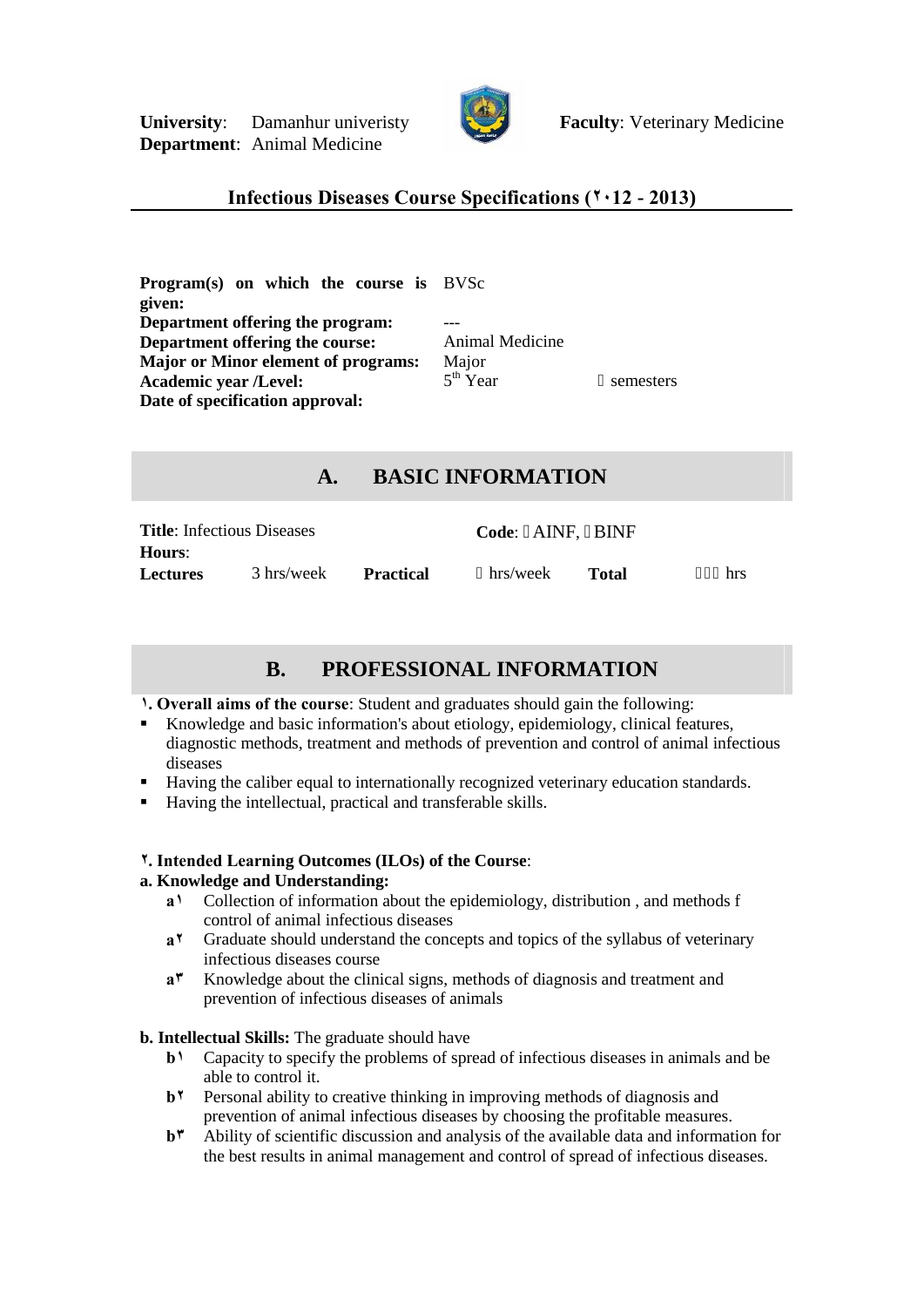**University**: Damanhur univeristy **Faculty**: Veterinary Medicine
**Department**: Animal Medicine

## Infectious Diseases Course Specifications (٢٠12 - 2013)

| | | |
|---|---|---|
| **Program(s) on which the course is given:** | BVSc | |
| **Department offering the program:** | --- | |
| **Department offering the course:** | Animal Medicine | |
| **Major or Minor element of programs:** | Major | |
| **Academic year /Level:** | 5th Year | semesters |
| **Date of specification approval:** | | |

## A. BASIC INFORMATION

| | | | | | |
|---|---|---|---|---|---|
| **Title**: Infectious Diseases | | | **Code**: AINF, BINF | | |
| **Hours**: | | | | | |
| **Lectures** | 3 hrs/week | **Practical** | hrs/week | **Total** | hrs |

## B. PROFESSIONAL INFORMATION

**١. Overall aims of the course**: Student and graduates should gain the following:

- Knowledge and basic information's about etiology, epidemiology, clinical features, diagnostic methods, treatment and methods of prevention and control of animal infectious diseases
- Having the caliber equal to internationally recognized veterinary education standards.
- Having the intellectual, practical and transferable skills.

**٢. Intended Learning Outcomes (ILOs) of the Course**:

**a. Knowledge and Understanding:**

- **a١** Collection of information about the epidemiology, distribution , and methods f control of animal infectious diseases
- **a٢** Graduate should understand the concepts and topics of the syllabus of veterinary infectious diseases course
- **a٣** Knowledge about the clinical signs, methods of diagnosis and treatment and prevention of infectious diseases of animals

**b. Intellectual Skills:** The graduate should have

- **b١** Capacity to specify the problems of spread of infectious diseases in animals and be able to control it.
- **b٢** Personal ability to creative thinking in improving methods of diagnosis and prevention of animal infectious diseases by choosing the profitable measures.
- **b٣** Ability of scientific discussion and analysis of the available data and information for the best results in animal management and control of spread of infectious diseases.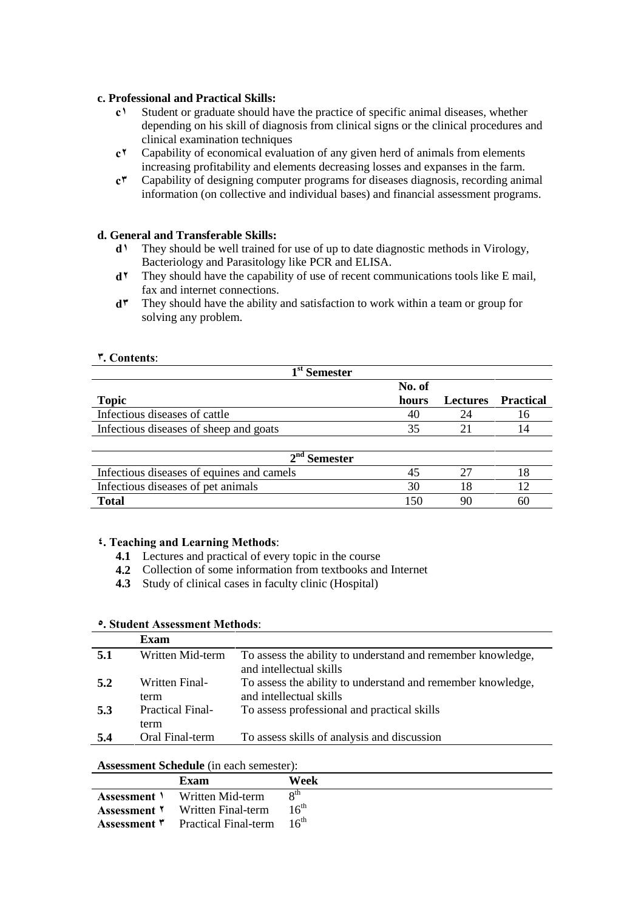**c. Professional and Practical Skills:**

- **c١** Student or graduate should have the practice of specific animal diseases, whether depending on his skill of diagnosis from clinical signs or the clinical procedures and clinical examination techniques
- **c٢** Capability of economical evaluation of any given herd of animals from elements increasing profitability and elements decreasing losses and expanses in the farm.
- **c٣** Capability of designing computer programs for diseases diagnosis, recording animal information (on collective and individual bases) and financial assessment programs.

**d. General and Transferable Skills:**

- **d١** They should be well trained for use of up to date diagnostic methods in Virology, Bacteriology and Parasitology like PCR and ELISA.
- **d٢** They should have the capability of use of recent communications tools like E mail, fax and internet connections.
- **d٣** They should have the ability and satisfaction to work within a team or group for solving any problem.

**٣. Contents**:

| Topic | No. of hours | Lectures | Practical |
|---|---|---|---|
| **1st Semester** | | | |
| Infectious diseases of cattle | 40 | 24 | 16 |
| Infectious diseases of sheep and goats | 35 | 21 | 14 |
| **2nd Semester** | | | |
| Infectious diseases of equines and camels | 45 | 27 | 18 |
| Infectious diseases of pet animals | 30 | 18 | 12 |
| **Total** | 150 | 90 | 60 |

**٤. Teaching and Learning Methods**:

- **4.1** Lectures and practical of every topic in the course
- **4.2** Collection of some information from textbooks and Internet
- **4.3** Study of clinical cases in faculty clinic (Hospital)

**٥. Student Assessment Methods**:

| | Exam | |
|---|---|---|
| **5.1** | Written Mid-term | To assess the ability to understand and remember knowledge, and intellectual skills |
| **5.2** | Written Final-term | To assess the ability to understand and remember knowledge, and intellectual skills |
| **5.3** | Practical Final-term | To assess professional and practical skills |
| **5.4** | Oral Final-term | To assess skills of analysis and discussion |

**Assessment Schedule** (in each semester):

| | Exam | Week |
|---|---|---|
| **Assessment ١** | Written Mid-term | 8th |
| **Assessment ٢** | Written Final-term | 16th |
| **Assessment ٣** | Practical Final-term | 16th |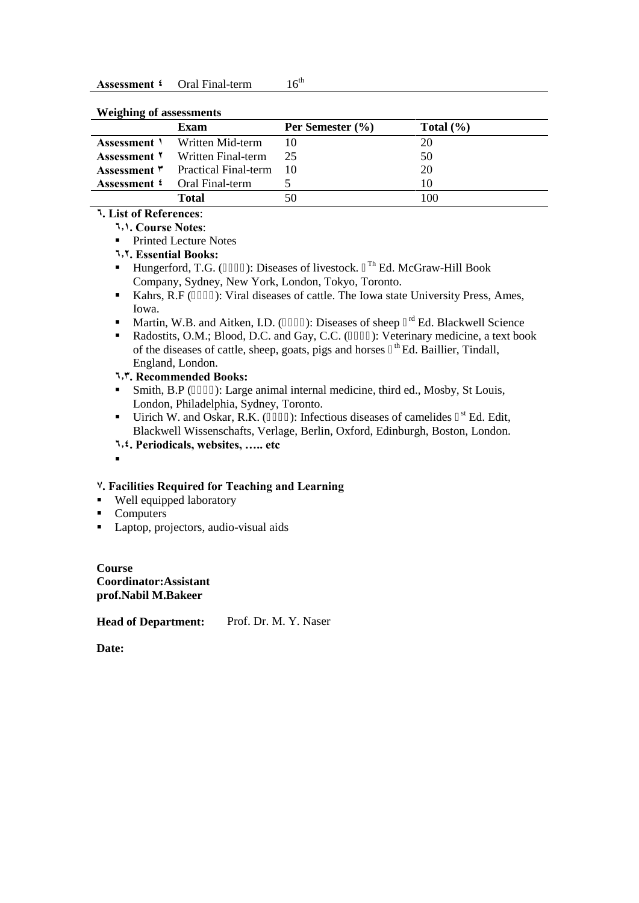| | | |
|---|---|---|
| **Assessment ٤** | Oral Final-term | 16th |

**Weighing of assessments**

| | Exam | Per Semester (%) | Total (%) |
|---|---|---|---|
| **Assessment ١** | Written Mid-term | 10 | 20 |
| **Assessment ٢** | Written Final-term | 25 | 50 |
| **Assessment ٣** | Practical Final-term | 10 | 20 |
| **Assessment ٤** | Oral Final-term | 5 | 10 |
| | **Total** | 50 | 100 |

**٦. List of References**:

**٦,١. Course Notes**:

- Printed Lecture Notes

**٦,٢. Essential Books:**

- Hungerford, T.G. (): Diseases of livestock.  Th Ed. McGraw-Hill Book Company, Sydney, New York, London, Tokyo, Toronto.
- Kahrs, R.F (): Viral diseases of cattle. The Iowa state University Press, Ames, Iowa.
- Martin, W.B. and Aitken, I.D. (): Diseases of sheep  rd Ed. Blackwell Science
- Radostits, O.M.; Blood, D.C. and Gay, C.C. (): Veterinary medicine, a text book of the diseases of cattle, sheep, goats, pigs and horses  th Ed. Baillier, Tindall, England, London.

**٦,٣. Recommended Books:**

- Smith, B.P (): Large animal internal medicine, third ed., Mosby, St Louis, London, Philadelphia, Sydney, Toronto.
- Uirich W. and Oskar, R.K. (): Infectious diseases of camelides  st Ed. Edit, Blackwell Wissenschafts, Verlage, Berlin, Oxford, Edinburgh, Boston, London.

**٦,٤. Periodicals, websites, ….. etc**

- 

**٧. Facilities Required for Teaching and Learning**

- Well equipped laboratory
- Computers
- Laptop, projectors, audio-visual aids

**Course Coordinator:Assistant prof.Nabil M.Bakeer**

**Head of Department:** Prof. Dr. M. Y. Naser

**Date:**